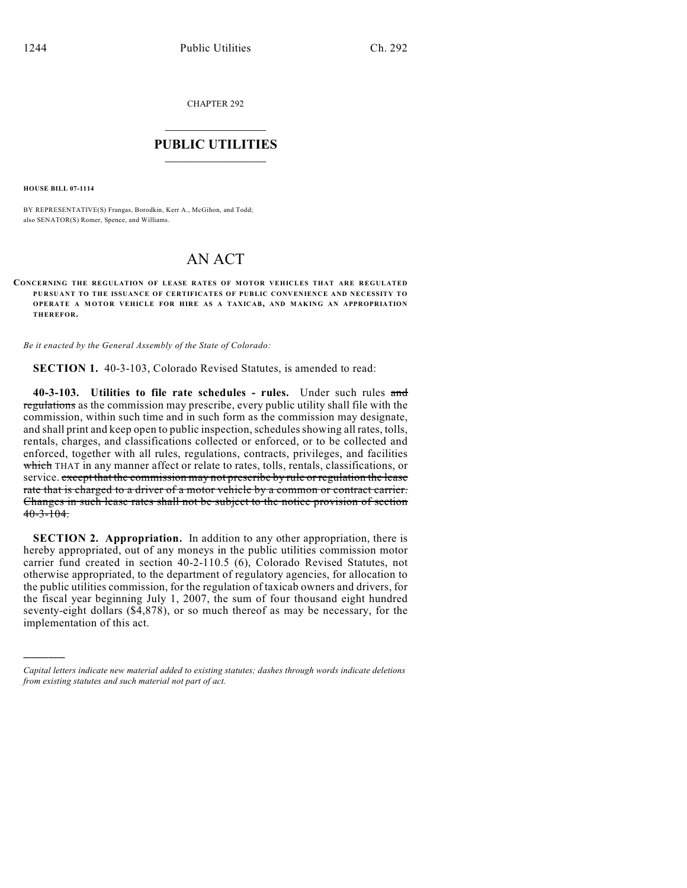CHAPTER 292

# PUBLIC UTILITIES

**HOUSE BILL 07-1114**

BY REPRESENTATIVE(S) Frangas, Borodkin, Kerr A., McGihon, and Todd; also SENATOR(S) Romer, Spence, and Williams.

# AN ACT

**CONCERNING THE REGULATION OF LEASE RATES OF MOTOR VEHICLES THAT ARE REGULATED PURSUANT TO THE ISSUANCE OF CERTIFICATES OF PUBLIC CONVENIENCE AND NECESSITY TO OPERATE A MOTOR VEHICLE FOR HIRE AS A TAXICAB, AND MAKING AN APPROPRIATION THEREFOR.**

*Be it enacted by the General Assembly of the State of Colorado:*

**SECTION 1.** 40-3-103, Colorado Revised Statutes, is amended to read:

**40-3-103. Utilities to file rate schedules - rules.** Under such rules ~~and regulations~~ as the commission may prescribe, every public utility shall file with the commission, within such time and in such form as the commission may designate, and shall print and keep open to public inspection, schedules showing all rates, tolls, rentals, charges, and classifications collected or enforced, or to be collected and enforced, together with all rules, regulations, contracts, privileges, and facilities ~~which~~ THAT in any manner affect or relate to rates, tolls, rentals, classifications, or service. ~~except that the commission may not prescribe by rule or regulation the lease rate that is charged to a driver of a motor vehicle by a common or contract carrier. Changes in such lease rates shall not be subject to the notice provision of section 40-3-104.~~

**SECTION 2. Appropriation.** In addition to any other appropriation, there is hereby appropriated, out of any moneys in the public utilities commission motor carrier fund created in section 40-2-110.5 (6), Colorado Revised Statutes, not otherwise appropriated, to the department of regulatory agencies, for allocation to the public utilities commission, for the regulation of taxicab owners and drivers, for the fiscal year beginning July 1, 2007, the sum of four thousand eight hundred seventy-eight dollars ($4,878), or so much thereof as may be necessary, for the implementation of this act.

---

*Capital letters indicate new material added to existing statutes; dashes through words indicate deletions from existing statutes and such material not part of act.*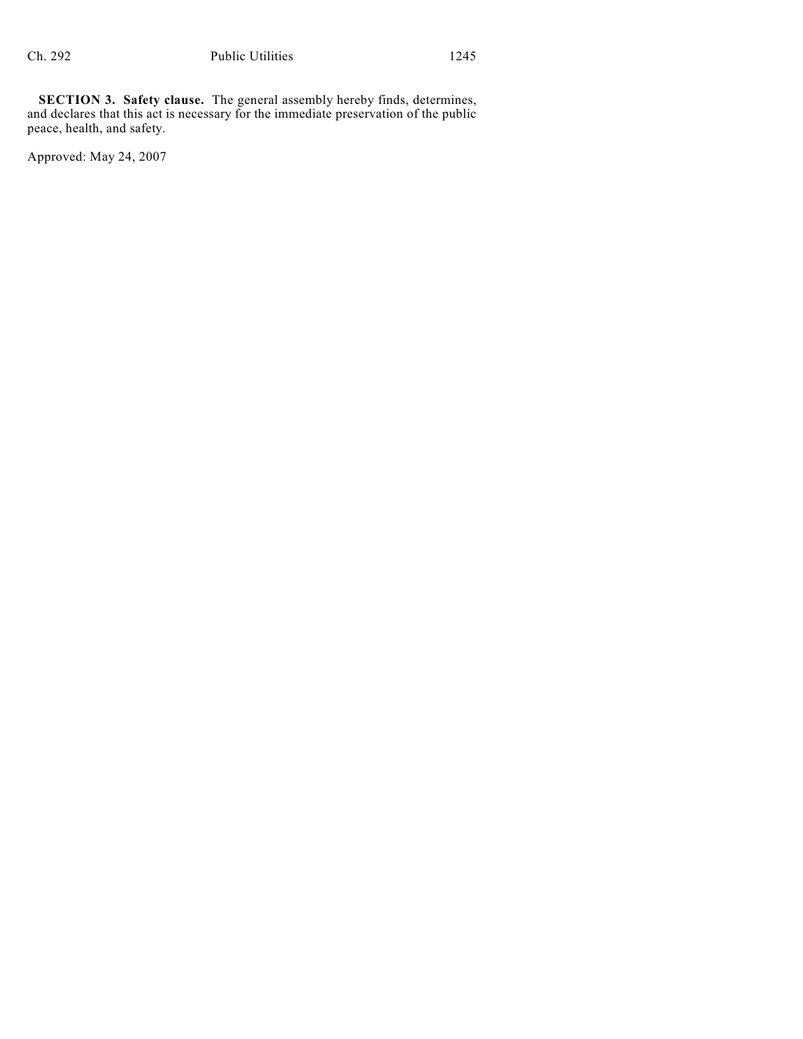**SECTION 3. Safety clause.** The general assembly hereby finds, determines, and declares that this act is necessary for the immediate preservation of the public peace, health, and safety.

Approved: May 24, 2007